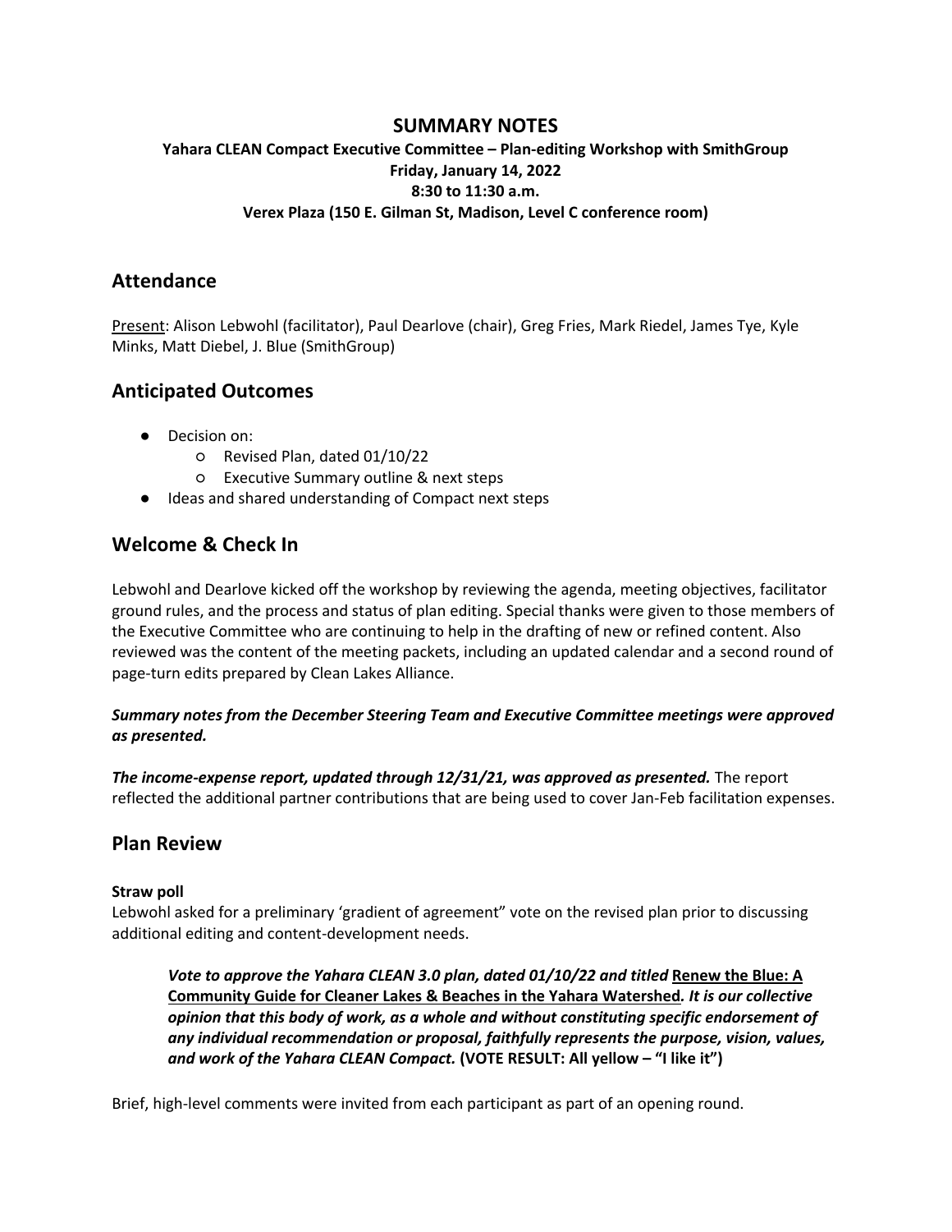# SUMMARY NOTES

**Yahara CLEAN Compact Executive Committee – Plan-editing Workshop with SmithGroup**
**Friday, January 14, 2022**
**8:30 to 11:30 a.m.**
**Verex Plaza (150 E. Gilman St, Madison, Level C conference room)**

## Attendance

<u>Present</u>: Alison Lebwohl (facilitator), Paul Dearlove (chair), Greg Fries, Mark Riedel, James Tye, Kyle Minks, Matt Diebel, J. Blue (SmithGroup)

## Anticipated Outcomes

- Decision on:
  - Revised Plan, dated 01/10/22
  - Executive Summary outline & next steps
- Ideas and shared understanding of Compact next steps

## Welcome & Check In

Lebwohl and Dearlove kicked off the workshop by reviewing the agenda, meeting objectives, facilitator ground rules, and the process and status of plan editing. Special thanks were given to those members of the Executive Committee who are continuing to help in the drafting of new or refined content. Also reviewed was the content of the meeting packets, including an updated calendar and a second round of page-turn edits prepared by Clean Lakes Alliance.

***Summary notes from the December Steering Team and Executive Committee meetings were approved as presented.***

***The income-expense report, updated through 12/31/21, was approved as presented.*** The report reflected the additional partner contributions that are being used to cover Jan-Feb facilitation expenses.

## Plan Review

### Straw poll

Lebwohl asked for a preliminary 'gradient of agreement" vote on the revised plan prior to discussing additional editing and content-development needs.

> ***Vote to approve the Yahara CLEAN 3.0 plan, dated 01/10/22 and titled <u>Renew the Blue: A Community Guide for Cleaner Lakes & Beaches in the Yahara Watershed</u>. It is our collective opinion that this body of work, as a whole and without constituting specific endorsement of any individual recommendation or proposal, faithfully represents the purpose, vision, values, and work of the Yahara CLEAN Compact.*** **(VOTE RESULT: All yellow – "I like it")**

Brief, high-level comments were invited from each participant as part of an opening round.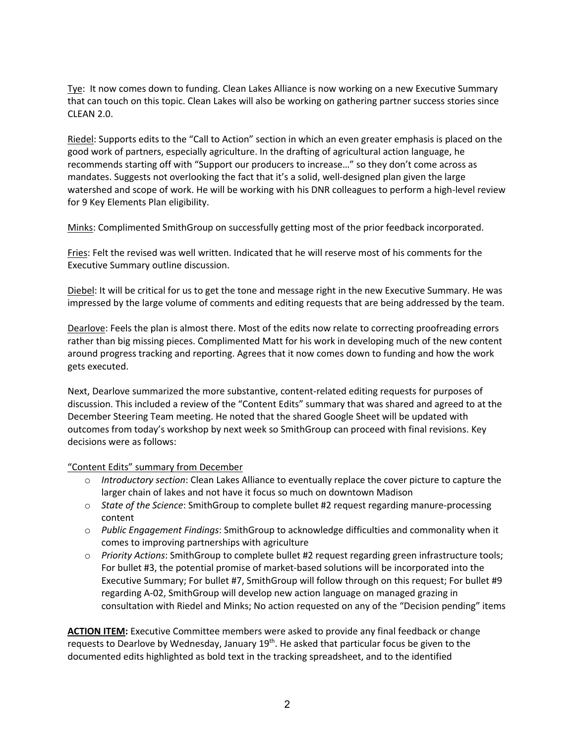Tye: It now comes down to funding. Clean Lakes Alliance is now working on a new Executive Summary that can touch on this topic. Clean Lakes will also be working on gathering partner success stories since CLEAN 2.0.

Riedel: Supports edits to the "Call to Action" section in which an even greater emphasis is placed on the good work of partners, especially agriculture. In the drafting of agricultural action language, he recommends starting off with "Support our producers to increase…" so they don't come across as mandates. Suggests not overlooking the fact that it's a solid, well-designed plan given the large watershed and scope of work. He will be working with his DNR colleagues to perform a high-level review for 9 Key Elements Plan eligibility.

Minks: Complimented SmithGroup on successfully getting most of the prior feedback incorporated.

Fries: Felt the revised was well written. Indicated that he will reserve most of his comments for the Executive Summary outline discussion.

Diebel: It will be critical for us to get the tone and message right in the new Executive Summary. He was impressed by the large volume of comments and editing requests that are being addressed by the team.

Dearlove: Feels the plan is almost there. Most of the edits now relate to correcting proofreading errors rather than big missing pieces. Complimented Matt for his work in developing much of the new content around progress tracking and reporting. Agrees that it now comes down to funding and how the work gets executed.

Next, Dearlove summarized the more substantive, content-related editing requests for purposes of discussion. This included a review of the "Content Edits" summary that was shared and agreed to at the December Steering Team meeting. He noted that the shared Google Sheet will be updated with outcomes from today's workshop by next week so SmithGroup can proceed with final revisions. Key decisions were as follows:

"Content Edits" summary from December

- *Introductory section*: Clean Lakes Alliance to eventually replace the cover picture to capture the larger chain of lakes and not have it focus so much on downtown Madison
- *State of the Science*: SmithGroup to complete bullet #2 request regarding manure-processing content
- *Public Engagement Findings*: SmithGroup to acknowledge difficulties and commonality when it comes to improving partnerships with agriculture
- *Priority Actions*: SmithGroup to complete bullet #2 request regarding green infrastructure tools; For bullet #3, the potential promise of market-based solutions will be incorporated into the Executive Summary; For bullet #7, SmithGroup will follow through on this request; For bullet #9 regarding A-02, SmithGroup will develop new action language on managed grazing in consultation with Riedel and Minks; No action requested on any of the "Decision pending" items

**ACTION ITEM:** Executive Committee members were asked to provide any final feedback or change requests to Dearlove by Wednesday, January 19th. He asked that particular focus be given to the documented edits highlighted as bold text in the tracking spreadsheet, and to the identified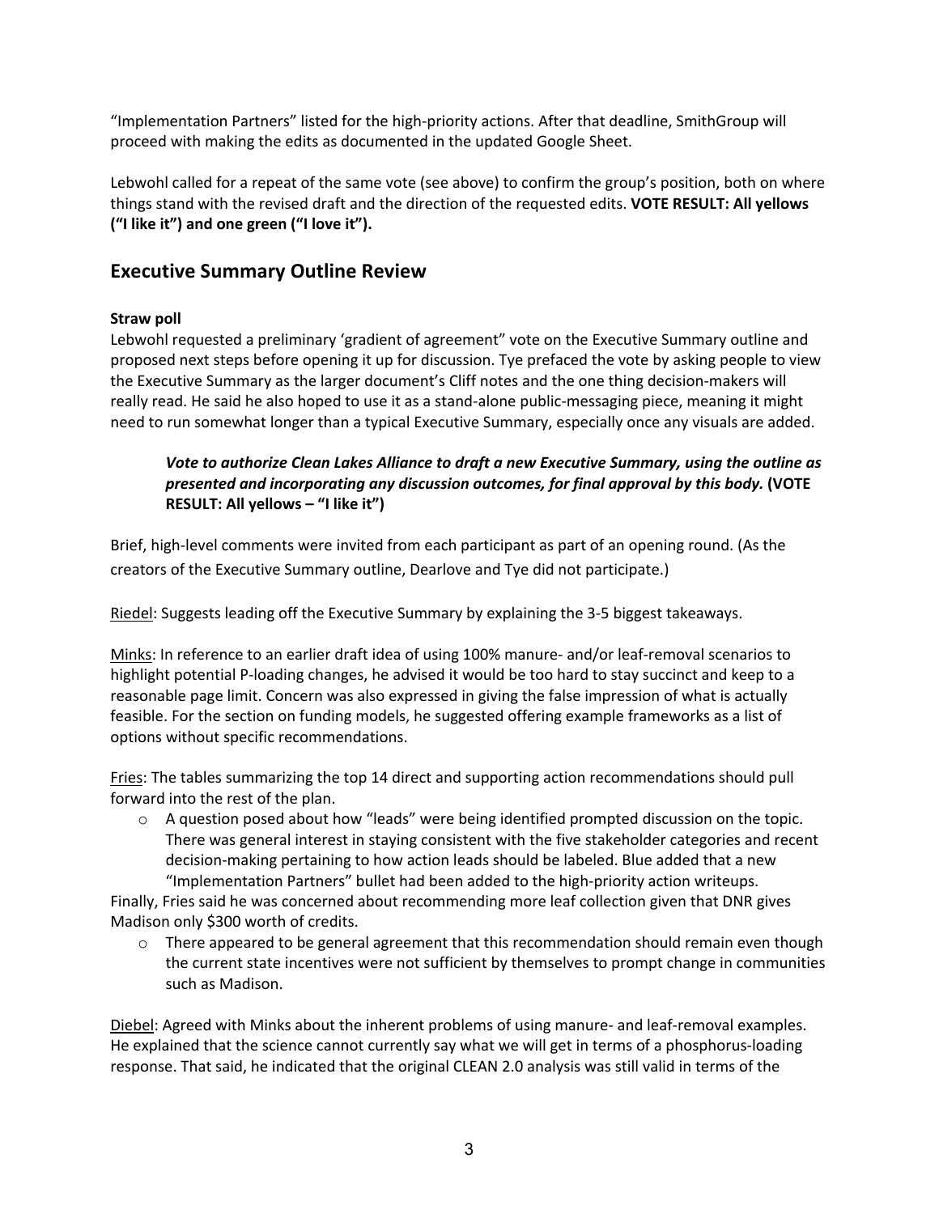"Implementation Partners" listed for the high-priority actions. After that deadline, SmithGroup will proceed with making the edits as documented in the updated Google Sheet.

Lebwohl called for a repeat of the same vote (see above) to confirm the group's position, both on where things stand with the revised draft and the direction of the requested edits. **VOTE RESULT: All yellows ("I like it") and one green ("I love it").**

## Executive Summary Outline Review

**Straw poll**

Lebwohl requested a preliminary 'gradient of agreement" vote on the Executive Summary outline and proposed next steps before opening it up for discussion. Tye prefaced the vote by asking people to view the Executive Summary as the larger document's Cliff notes and the one thing decision-makers will really read. He said he also hoped to use it as a stand-alone public-messaging piece, meaning it might need to run somewhat longer than a typical Executive Summary, especially once any visuals are added.

> ***Vote to authorize Clean Lakes Alliance to draft a new Executive Summary, using the outline as presented and incorporating any discussion outcomes, for final approval by this body.*** **(VOTE RESULT: All yellows – "I like it")**

Brief, high-level comments were invited from each participant as part of an opening round. (As the creators of the Executive Summary outline, Dearlove and Tye did not participate.)

<u>Riedel</u>: Suggests leading off the Executive Summary by explaining the 3-5 biggest takeaways.

<u>Minks</u>: In reference to an earlier draft idea of using 100% manure- and/or leaf-removal scenarios to highlight potential P-loading changes, he advised it would be too hard to stay succinct and keep to a reasonable page limit. Concern was also expressed in giving the false impression of what is actually feasible. For the section on funding models, he suggested offering example frameworks as a list of options without specific recommendations.

<u>Fries</u>: The tables summarizing the top 14 direct and supporting action recommendations should pull forward into the rest of the plan.

- A question posed about how "leads" were being identified prompted discussion on the topic. There was general interest in staying consistent with the five stakeholder categories and recent decision-making pertaining to how action leads should be labeled. Blue added that a new "Implementation Partners" bullet had been added to the high-priority action writeups.

Finally, Fries said he was concerned about recommending more leaf collection given that DNR gives Madison only $300 worth of credits.

- There appeared to be general agreement that this recommendation should remain even though the current state incentives were not sufficient by themselves to prompt change in communities such as Madison.

<u>Diebel</u>: Agreed with Minks about the inherent problems of using manure- and leaf-removal examples. He explained that the science cannot currently say what we will get in terms of a phosphorus-loading response. That said, he indicated that the original CLEAN 2.0 analysis was still valid in terms of the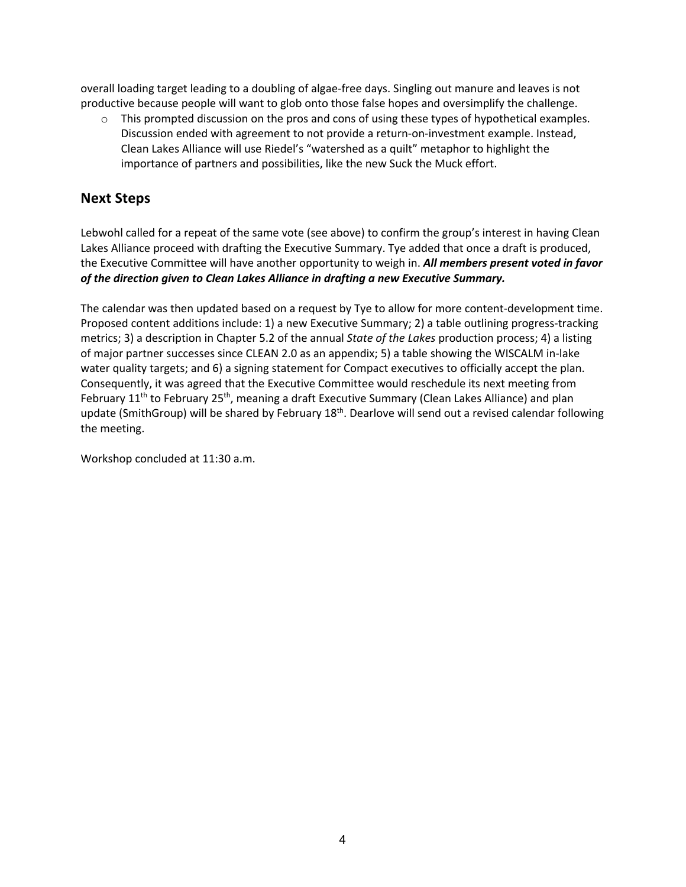overall loading target leading to a doubling of algae-free days. Singling out manure and leaves is not productive because people will want to glob onto those false hopes and oversimplify the challenge.

- This prompted discussion on the pros and cons of using these types of hypothetical examples. Discussion ended with agreement to not provide a return-on-investment example. Instead, Clean Lakes Alliance will use Riedel's "watershed as a quilt" metaphor to highlight the importance of partners and possibilities, like the new Suck the Muck effort.

## Next Steps

Lebwohl called for a repeat of the same vote (see above) to confirm the group's interest in having Clean Lakes Alliance proceed with drafting the Executive Summary. Tye added that once a draft is produced, the Executive Committee will have another opportunity to weigh in. ***All members present voted in favor of the direction given to Clean Lakes Alliance in drafting a new Executive Summary.***

The calendar was then updated based on a request by Tye to allow for more content-development time. Proposed content additions include: 1) a new Executive Summary; 2) a table outlining progress-tracking metrics; 3) a description in Chapter 5.2 of the annual *State of the Lakes* production process; 4) a listing of major partner successes since CLEAN 2.0 as an appendix; 5) a table showing the WISCALM in-lake water quality targets; and 6) a signing statement for Compact executives to officially accept the plan. Consequently, it was agreed that the Executive Committee would reschedule its next meeting from February 11th to February 25th, meaning a draft Executive Summary (Clean Lakes Alliance) and plan update (SmithGroup) will be shared by February 18th. Dearlove will send out a revised calendar following the meeting.

Workshop concluded at 11:30 a.m.